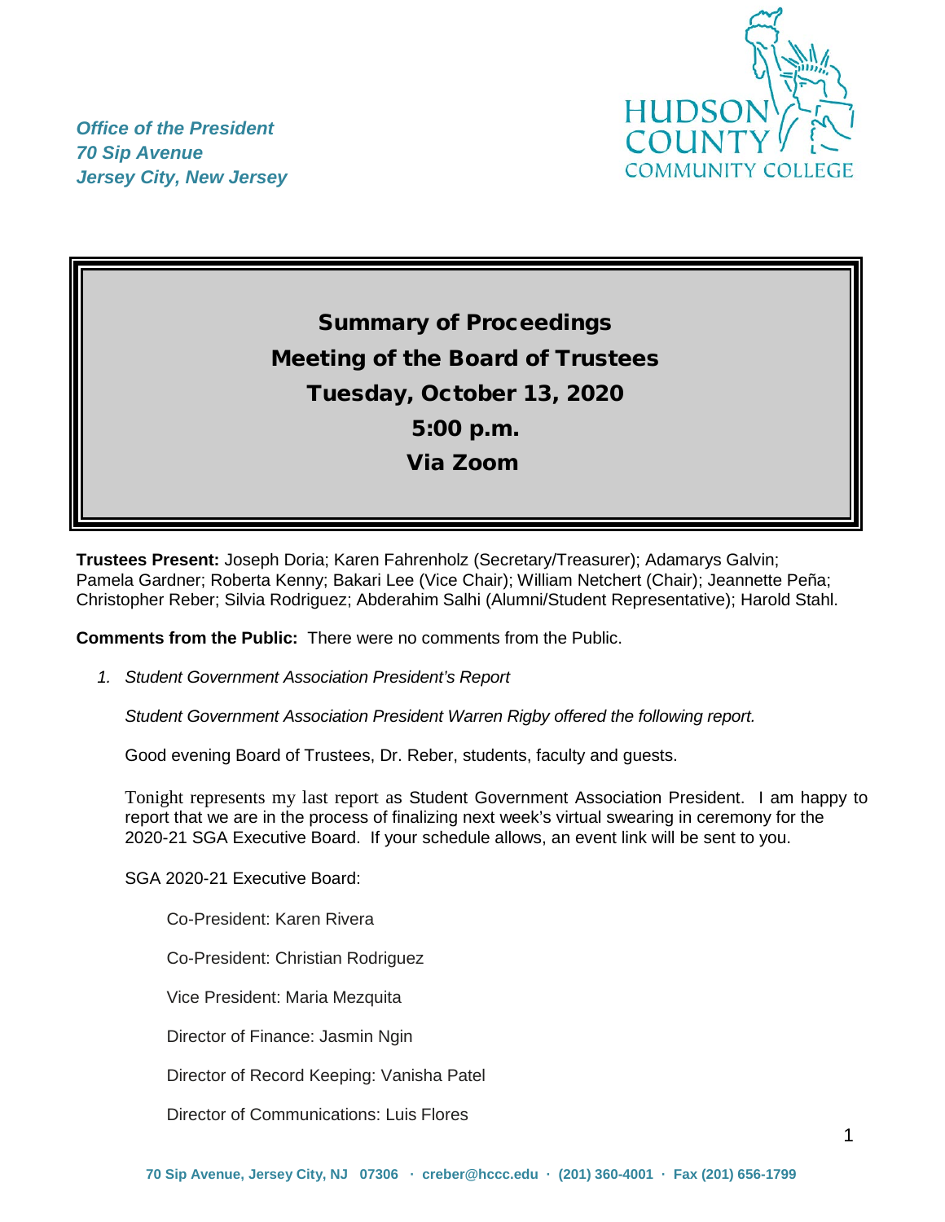*Office of the President*
*70 Sip Avenue*
*Jersey City, New Jersey*

HUDSON COUNTY COMMUNITY COLLEGE

# Summary of Proceedings
# Meeting of the Board of Trustees
# Tuesday, October 13, 2020
# 5:00 p.m.
# Via Zoom

**Trustees Present:** Joseph Doria; Karen Fahrenholz (Secretary/Treasurer); Adamarys Galvin; Pamela Gardner; Roberta Kenny; Bakari Lee (Vice Chair); William Netchert (Chair); Jeannette Peña; Christopher Reber; Silvia Rodriguez; Abderahim Salhi (Alumni/Student Representative); Harold Stahl.

**Comments from the Public:** There were no comments from the Public.

1. *Student Government Association President's Report*

   *Student Government Association President Warren Rigby offered the following report.*

   Good evening Board of Trustees, Dr. Reber, students, faculty and guests.

   Tonight represents my last report as Student Government Association President. I am happy to report that we are in the process of finalizing next week's virtual swearing in ceremony for the 2020-21 SGA Executive Board. If your schedule allows, an event link will be sent to you.

   SGA 2020-21 Executive Board:

   Co-President: Karen Rivera

   Co-President: Christian Rodriguez

   Vice President: Maria Mezquita

   Director of Finance: Jasmin Ngin

   Director of Record Keeping: Vanisha Patel

   Director of Communications: Luis Flores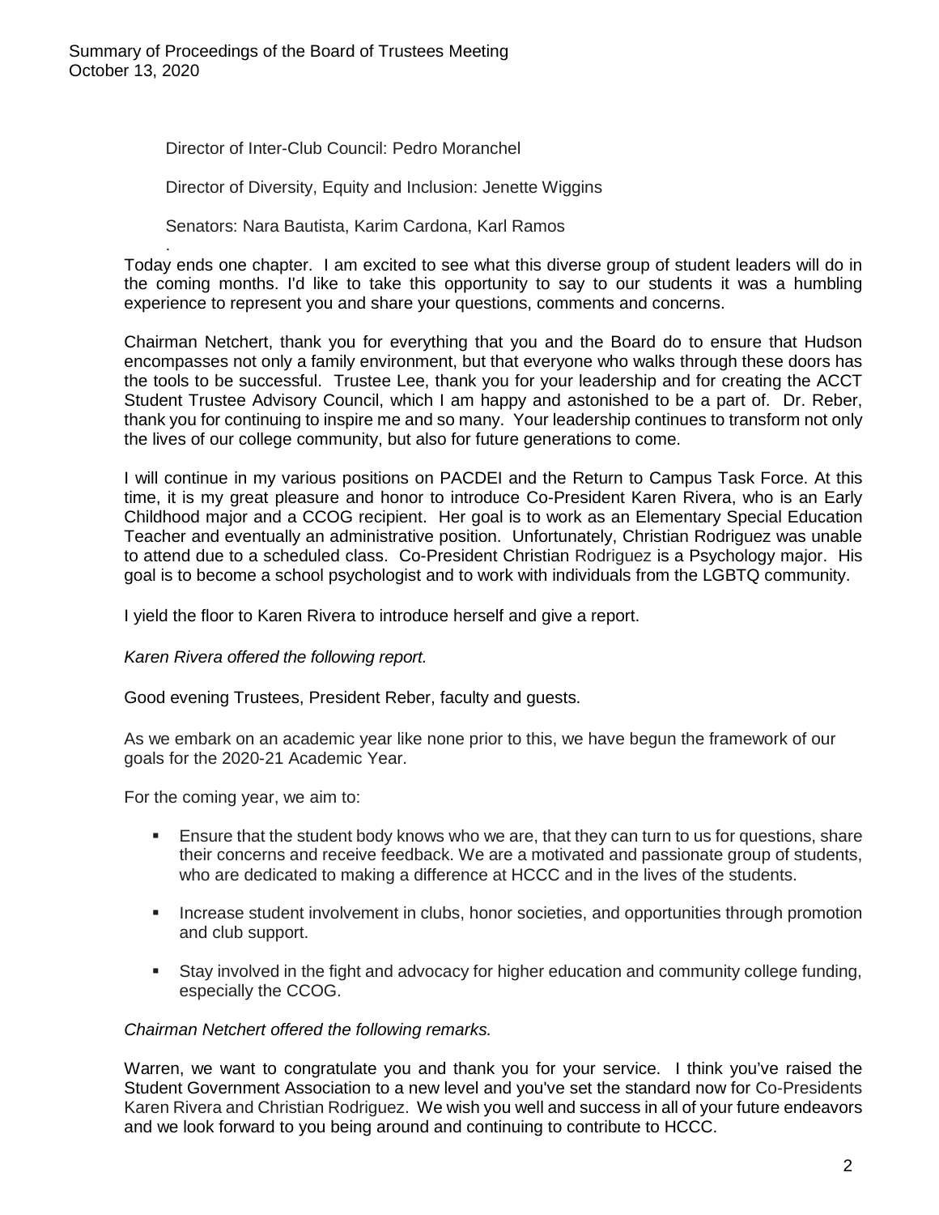Director of Inter-Club Council: Pedro Moranchel

Director of Diversity, Equity and Inclusion: Jenette Wiggins

Senators: Nara Bautista, Karim Cardona, Karl Ramos

.

Today ends one chapter. I am excited to see what this diverse group of student leaders will do in the coming months. I'd like to take this opportunity to say to our students it was a humbling experience to represent you and share your questions, comments and concerns.

Chairman Netchert, thank you for everything that you and the Board do to ensure that Hudson encompasses not only a family environment, but that everyone who walks through these doors has the tools to be successful. Trustee Lee, thank you for your leadership and for creating the ACCT Student Trustee Advisory Council, which I am happy and astonished to be a part of. Dr. Reber, thank you for continuing to inspire me and so many. Your leadership continues to transform not only the lives of our college community, but also for future generations to come.

I will continue in my various positions on PACDEI and the Return to Campus Task Force. At this time, it is my great pleasure and honor to introduce Co-President Karen Rivera, who is an Early Childhood major and a CCOG recipient. Her goal is to work as an Elementary Special Education Teacher and eventually an administrative position. Unfortunately, Christian Rodriguez was unable to attend due to a scheduled class. Co-President Christian Rodriguez is a Psychology major. His goal is to become a school psychologist and to work with individuals from the LGBTQ community.

I yield the floor to Karen Rivera to introduce herself and give a report.

*Karen Rivera offered the following report.*

Good evening Trustees, President Reber, faculty and guests.

As we embark on an academic year like none prior to this, we have begun the framework of our goals for the 2020-21 Academic Year.

For the coming year, we aim to:

- Ensure that the student body knows who we are, that they can turn to us for questions, share their concerns and receive feedback. We are a motivated and passionate group of students, who are dedicated to making a difference at HCCC and in the lives of the students.
- Increase student involvement in clubs, honor societies, and opportunities through promotion and club support.
- Stay involved in the fight and advocacy for higher education and community college funding, especially the CCOG.

*Chairman Netchert offered the following remarks.*

Warren, we want to congratulate you and thank you for your service. I think you've raised the Student Government Association to a new level and you've set the standard now for Co-Presidents Karen Rivera and Christian Rodriguez. We wish you well and success in all of your future endeavors and we look forward to you being around and continuing to contribute to HCCC.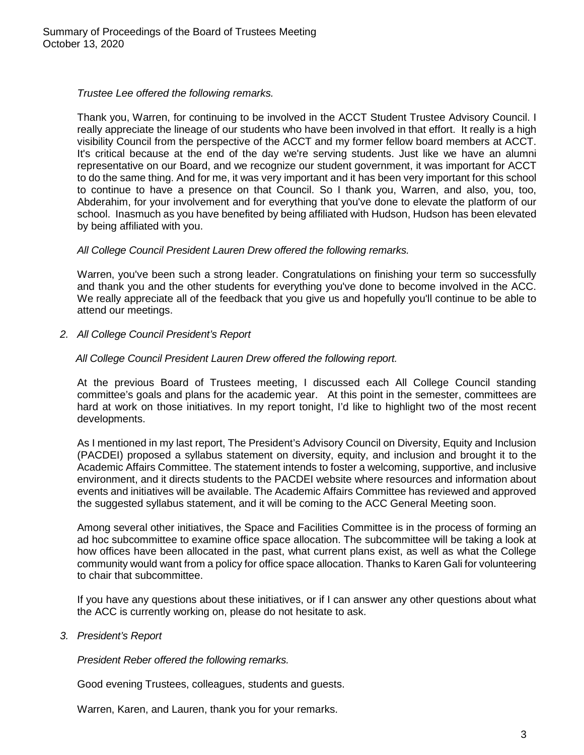*Trustee Lee offered the following remarks.*

Thank you, Warren, for continuing to be involved in the ACCT Student Trustee Advisory Council. I really appreciate the lineage of our students who have been involved in that effort. It really is a high visibility Council from the perspective of the ACCT and my former fellow board members at ACCT. It's critical because at the end of the day we're serving students. Just like we have an alumni representative on our Board, and we recognize our student government, it was important for ACCT to do the same thing. And for me, it was very important and it has been very important for this school to continue to have a presence on that Council. So I thank you, Warren, and also, you, too, Abderahim, for your involvement and for everything that you've done to elevate the platform of our school. Inasmuch as you have benefited by being affiliated with Hudson, Hudson has been elevated by being affiliated with you.

*All College Council President Lauren Drew offered the following remarks.*

Warren, you've been such a strong leader. Congratulations on finishing your term so successfully and thank you and the other students for everything you've done to become involved in the ACC. We really appreciate all of the feedback that you give us and hopefully you'll continue to be able to attend our meetings.

2. *All College Council President's Report*

*All College Council President Lauren Drew offered the following report.*

At the previous Board of Trustees meeting, I discussed each All College Council standing committee's goals and plans for the academic year. At this point in the semester, committees are hard at work on those initiatives. In my report tonight, I'd like to highlight two of the most recent developments.

As I mentioned in my last report, The President's Advisory Council on Diversity, Equity and Inclusion (PACDEI) proposed a syllabus statement on diversity, equity, and inclusion and brought it to the Academic Affairs Committee. The statement intends to foster a welcoming, supportive, and inclusive environment, and it directs students to the PACDEI website where resources and information about events and initiatives will be available. The Academic Affairs Committee has reviewed and approved the suggested syllabus statement, and it will be coming to the ACC General Meeting soon.

Among several other initiatives, the Space and Facilities Committee is in the process of forming an ad hoc subcommittee to examine office space allocation. The subcommittee will be taking a look at how offices have been allocated in the past, what current plans exist, as well as what the College community would want from a policy for office space allocation. Thanks to Karen Gali for volunteering to chair that subcommittee.

If you have any questions about these initiatives, or if I can answer any other questions about what the ACC is currently working on, please do not hesitate to ask.

3. *President's Report*

*President Reber offered the following remarks.*

Good evening Trustees, colleagues, students and guests.

Warren, Karen, and Lauren, thank you for your remarks.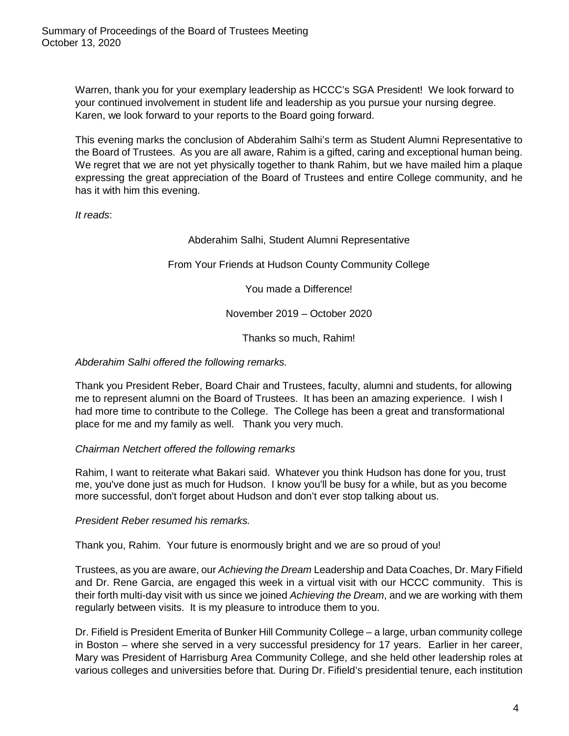Warren, thank you for your exemplary leadership as HCCC's SGA President! We look forward to your continued involvement in student life and leadership as you pursue your nursing degree. Karen, we look forward to your reports to the Board going forward.

This evening marks the conclusion of Abderahim Salhi's term as Student Alumni Representative to the Board of Trustees. As you are all aware, Rahim is a gifted, caring and exceptional human being. We regret that we are not yet physically together to thank Rahim, but we have mailed him a plaque expressing the great appreciation of the Board of Trustees and entire College community, and he has it with him this evening.

*It reads*:

Abderahim Salhi, Student Alumni Representative

From Your Friends at Hudson County Community College

You made a Difference!

November 2019 – October 2020

Thanks so much, Rahim!

*Abderahim Salhi offered the following remarks.*

Thank you President Reber, Board Chair and Trustees, faculty, alumni and students, for allowing me to represent alumni on the Board of Trustees. It has been an amazing experience. I wish I had more time to contribute to the College. The College has been a great and transformational place for me and my family as well. Thank you very much.

*Chairman Netchert offered the following remarks*

Rahim, I want to reiterate what Bakari said. Whatever you think Hudson has done for you, trust me, you've done just as much for Hudson. I know you'll be busy for a while, but as you become more successful, don't forget about Hudson and don't ever stop talking about us.

*President Reber resumed his remarks.*

Thank you, Rahim. Your future is enormously bright and we are so proud of you!

Trustees, as you are aware, our *Achieving the Dream* Leadership and Data Coaches, Dr. Mary Fifield and Dr. Rene Garcia, are engaged this week in a virtual visit with our HCCC community. This is their forth multi-day visit with us since we joined *Achieving the Dream*, and we are working with them regularly between visits. It is my pleasure to introduce them to you.

Dr. Fifield is President Emerita of Bunker Hill Community College – a large, urban community college in Boston – where she served in a very successful presidency for 17 years. Earlier in her career, Mary was President of Harrisburg Area Community College, and she held other leadership roles at various colleges and universities before that. During Dr. Fifield's presidential tenure, each institution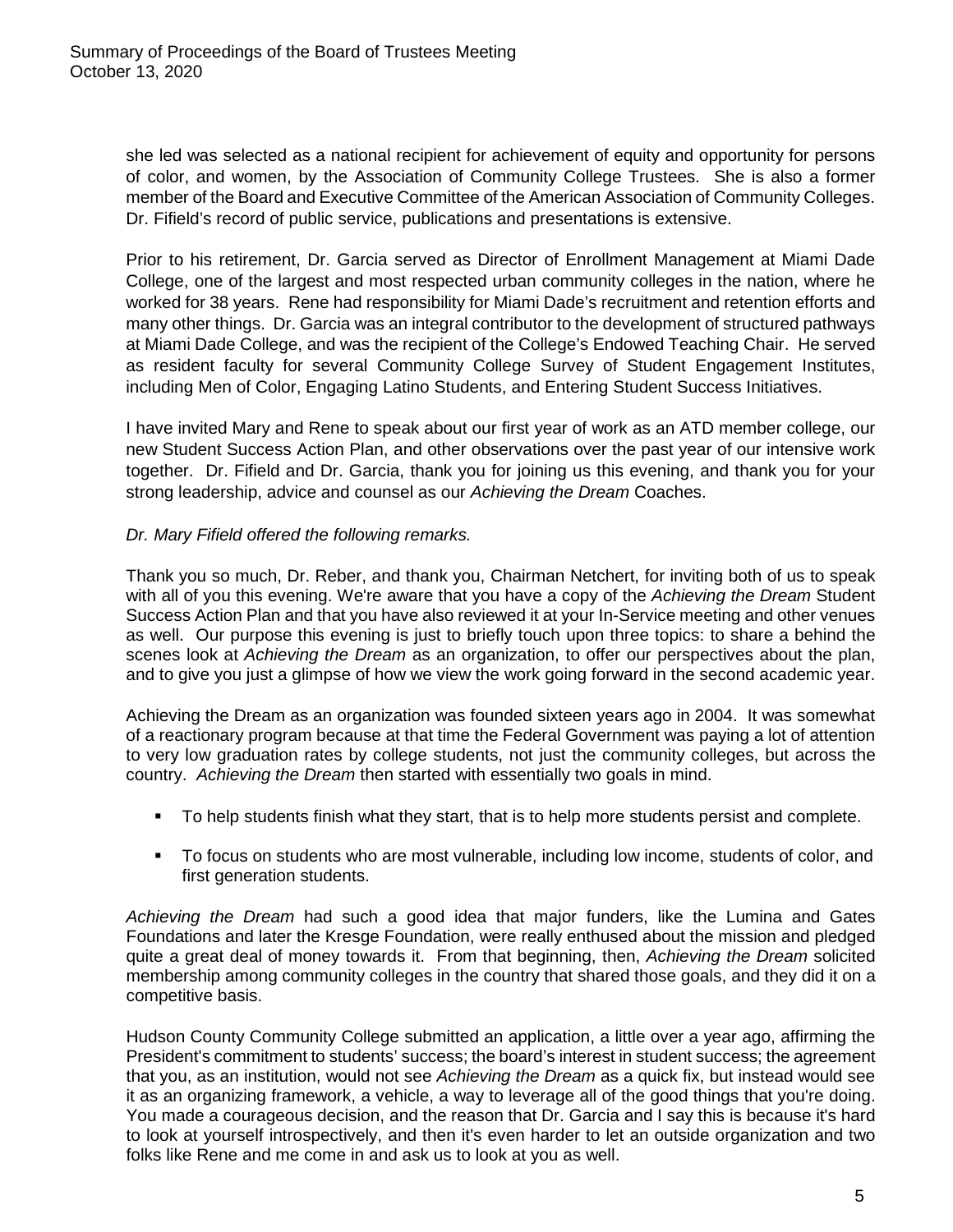she led was selected as a national recipient for achievement of equity and opportunity for persons of color, and women, by the Association of Community College Trustees. She is also a former member of the Board and Executive Committee of the American Association of Community Colleges. Dr. Fifield's record of public service, publications and presentations is extensive.

Prior to his retirement, Dr. Garcia served as Director of Enrollment Management at Miami Dade College, one of the largest and most respected urban community colleges in the nation, where he worked for 38 years. Rene had responsibility for Miami Dade's recruitment and retention efforts and many other things. Dr. Garcia was an integral contributor to the development of structured pathways at Miami Dade College, and was the recipient of the College's Endowed Teaching Chair. He served as resident faculty for several Community College Survey of Student Engagement Institutes, including Men of Color, Engaging Latino Students, and Entering Student Success Initiatives.

I have invited Mary and Rene to speak about our first year of work as an ATD member college, our new Student Success Action Plan, and other observations over the past year of our intensive work together. Dr. Fifield and Dr. Garcia, thank you for joining us this evening, and thank you for your strong leadership, advice and counsel as our *Achieving the Dream* Coaches.

*Dr. Mary Fifield offered the following remarks.*

Thank you so much, Dr. Reber, and thank you, Chairman Netchert, for inviting both of us to speak with all of you this evening. We're aware that you have a copy of the *Achieving the Dream* Student Success Action Plan and that you have also reviewed it at your In-Service meeting and other venues as well. Our purpose this evening is just to briefly touch upon three topics: to share a behind the scenes look at *Achieving the Dream* as an organization, to offer our perspectives about the plan, and to give you just a glimpse of how we view the work going forward in the second academic year.

Achieving the Dream as an organization was founded sixteen years ago in 2004. It was somewhat of a reactionary program because at that time the Federal Government was paying a lot of attention to very low graduation rates by college students, not just the community colleges, but across the country. *Achieving the Dream* then started with essentially two goals in mind.

- To help students finish what they start, that is to help more students persist and complete.
- To focus on students who are most vulnerable, including low income, students of color, and first generation students.

*Achieving the Dream* had such a good idea that major funders, like the Lumina and Gates Foundations and later the Kresge Foundation, were really enthused about the mission and pledged quite a great deal of money towards it. From that beginning, then, *Achieving the Dream* solicited membership among community colleges in the country that shared those goals, and they did it on a competitive basis.

Hudson County Community College submitted an application, a little over a year ago, affirming the President's commitment to students' success; the board's interest in student success; the agreement that you, as an institution, would not see *Achieving the Dream* as a quick fix, but instead would see it as an organizing framework, a vehicle, a way to leverage all of the good things that you're doing. You made a courageous decision, and the reason that Dr. Garcia and I say this is because it's hard to look at yourself introspectively, and then it's even harder to let an outside organization and two folks like Rene and me come in and ask us to look at you as well.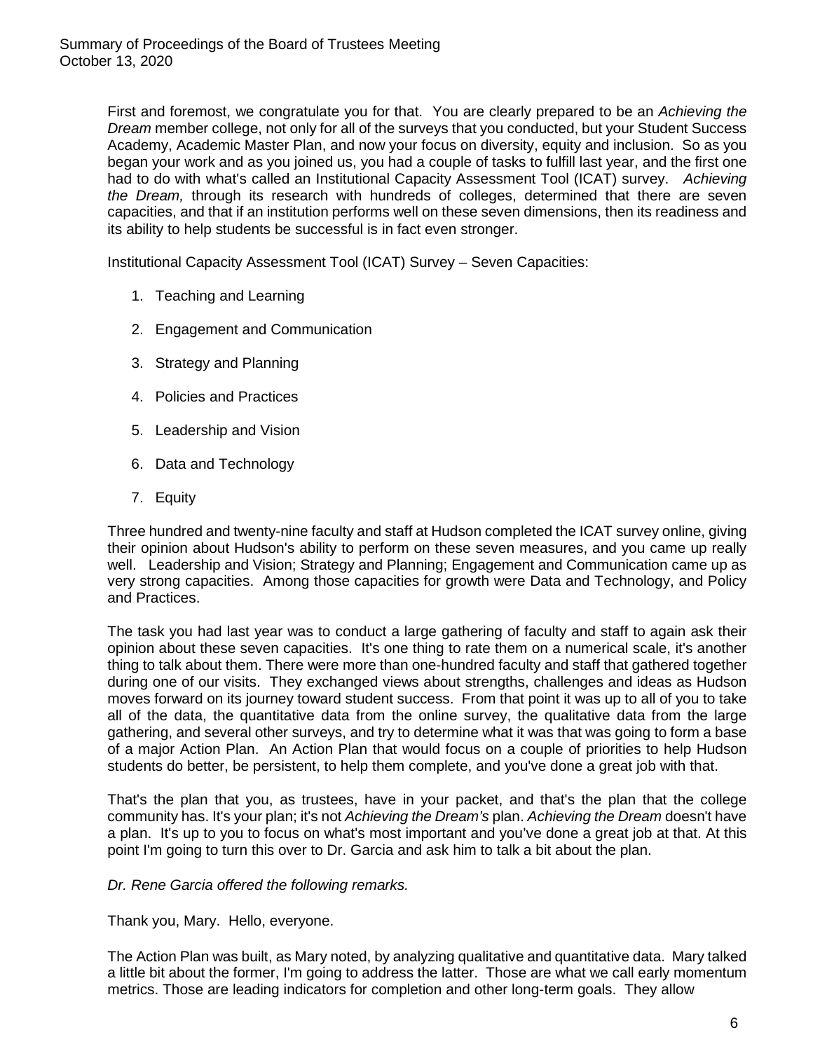First and foremost, we congratulate you for that. You are clearly prepared to be an *Achieving the Dream* member college, not only for all of the surveys that you conducted, but your Student Success Academy, Academic Master Plan, and now your focus on diversity, equity and inclusion. So as you began your work and as you joined us, you had a couple of tasks to fulfill last year, and the first one had to do with what's called an Institutional Capacity Assessment Tool (ICAT) survey. *Achieving the Dream,* through its research with hundreds of colleges, determined that there are seven capacities, and that if an institution performs well on these seven dimensions, then its readiness and its ability to help students be successful is in fact even stronger.

Institutional Capacity Assessment Tool (ICAT) Survey – Seven Capacities:

1. Teaching and Learning
2. Engagement and Communication
3. Strategy and Planning
4. Policies and Practices
5. Leadership and Vision
6. Data and Technology
7. Equity

Three hundred and twenty-nine faculty and staff at Hudson completed the ICAT survey online, giving their opinion about Hudson's ability to perform on these seven measures, and you came up really well. Leadership and Vision; Strategy and Planning; Engagement and Communication came up as very strong capacities. Among those capacities for growth were Data and Technology, and Policy and Practices.

The task you had last year was to conduct a large gathering of faculty and staff to again ask their opinion about these seven capacities. It's one thing to rate them on a numerical scale, it's another thing to talk about them. There were more than one-hundred faculty and staff that gathered together during one of our visits. They exchanged views about strengths, challenges and ideas as Hudson moves forward on its journey toward student success. From that point it was up to all of you to take all of the data, the quantitative data from the online survey, the qualitative data from the large gathering, and several other surveys, and try to determine what it was that was going to form a base of a major Action Plan. An Action Plan that would focus on a couple of priorities to help Hudson students do better, be persistent, to help them complete, and you've done a great job with that.

That's the plan that you, as trustees, have in your packet, and that's the plan that the college community has. It's your plan; it's not *Achieving the Dream's* plan. *Achieving the Dream* doesn't have a plan. It's up to you to focus on what's most important and you've done a great job at that. At this point I'm going to turn this over to Dr. Garcia and ask him to talk a bit about the plan.

*Dr. Rene Garcia offered the following remarks.*

Thank you, Mary. Hello, everyone.

The Action Plan was built, as Mary noted, by analyzing qualitative and quantitative data. Mary talked a little bit about the former, I'm going to address the latter. Those are what we call early momentum metrics. Those are leading indicators for completion and other long-term goals. They allow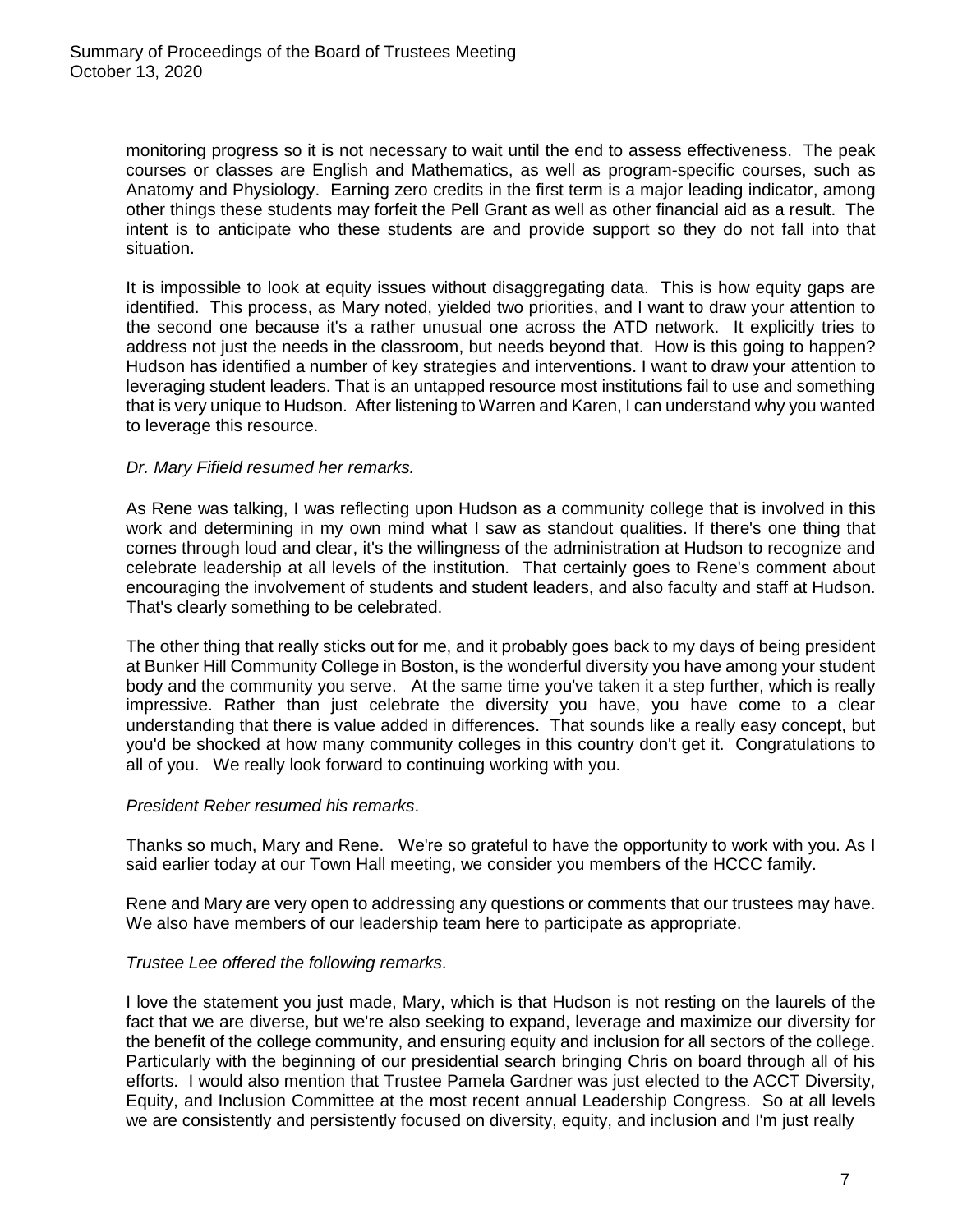monitoring progress so it is not necessary to wait until the end to assess effectiveness. The peak courses or classes are English and Mathematics, as well as program-specific courses, such as Anatomy and Physiology. Earning zero credits in the first term is a major leading indicator, among other things these students may forfeit the Pell Grant as well as other financial aid as a result. The intent is to anticipate who these students are and provide support so they do not fall into that situation.

It is impossible to look at equity issues without disaggregating data. This is how equity gaps are identified. This process, as Mary noted, yielded two priorities, and I want to draw your attention to the second one because it's a rather unusual one across the ATD network. It explicitly tries to address not just the needs in the classroom, but needs beyond that. How is this going to happen? Hudson has identified a number of key strategies and interventions. I want to draw your attention to leveraging student leaders. That is an untapped resource most institutions fail to use and something that is very unique to Hudson. After listening to Warren and Karen, I can understand why you wanted to leverage this resource.

*Dr. Mary Fifield resumed her remarks.*

As Rene was talking, I was reflecting upon Hudson as a community college that is involved in this work and determining in my own mind what I saw as standout qualities. If there's one thing that comes through loud and clear, it's the willingness of the administration at Hudson to recognize and celebrate leadership at all levels of the institution. That certainly goes to Rene's comment about encouraging the involvement of students and student leaders, and also faculty and staff at Hudson. That's clearly something to be celebrated.

The other thing that really sticks out for me, and it probably goes back to my days of being president at Bunker Hill Community College in Boston, is the wonderful diversity you have among your student body and the community you serve. At the same time you've taken it a step further, which is really impressive. Rather than just celebrate the diversity you have, you have come to a clear understanding that there is value added in differences. That sounds like a really easy concept, but you'd be shocked at how many community colleges in this country don't get it. Congratulations to all of you. We really look forward to continuing working with you.

*President Reber resumed his remarks*.

Thanks so much, Mary and Rene. We're so grateful to have the opportunity to work with you. As I said earlier today at our Town Hall meeting, we consider you members of the HCCC family.

Rene and Mary are very open to addressing any questions or comments that our trustees may have. We also have members of our leadership team here to participate as appropriate.

*Trustee Lee offered the following remarks*.

I love the statement you just made, Mary, which is that Hudson is not resting on the laurels of the fact that we are diverse, but we're also seeking to expand, leverage and maximize our diversity for the benefit of the college community, and ensuring equity and inclusion for all sectors of the college. Particularly with the beginning of our presidential search bringing Chris on board through all of his efforts. I would also mention that Trustee Pamela Gardner was just elected to the ACCT Diversity, Equity, and Inclusion Committee at the most recent annual Leadership Congress. So at all levels we are consistently and persistently focused on diversity, equity, and inclusion and I'm just really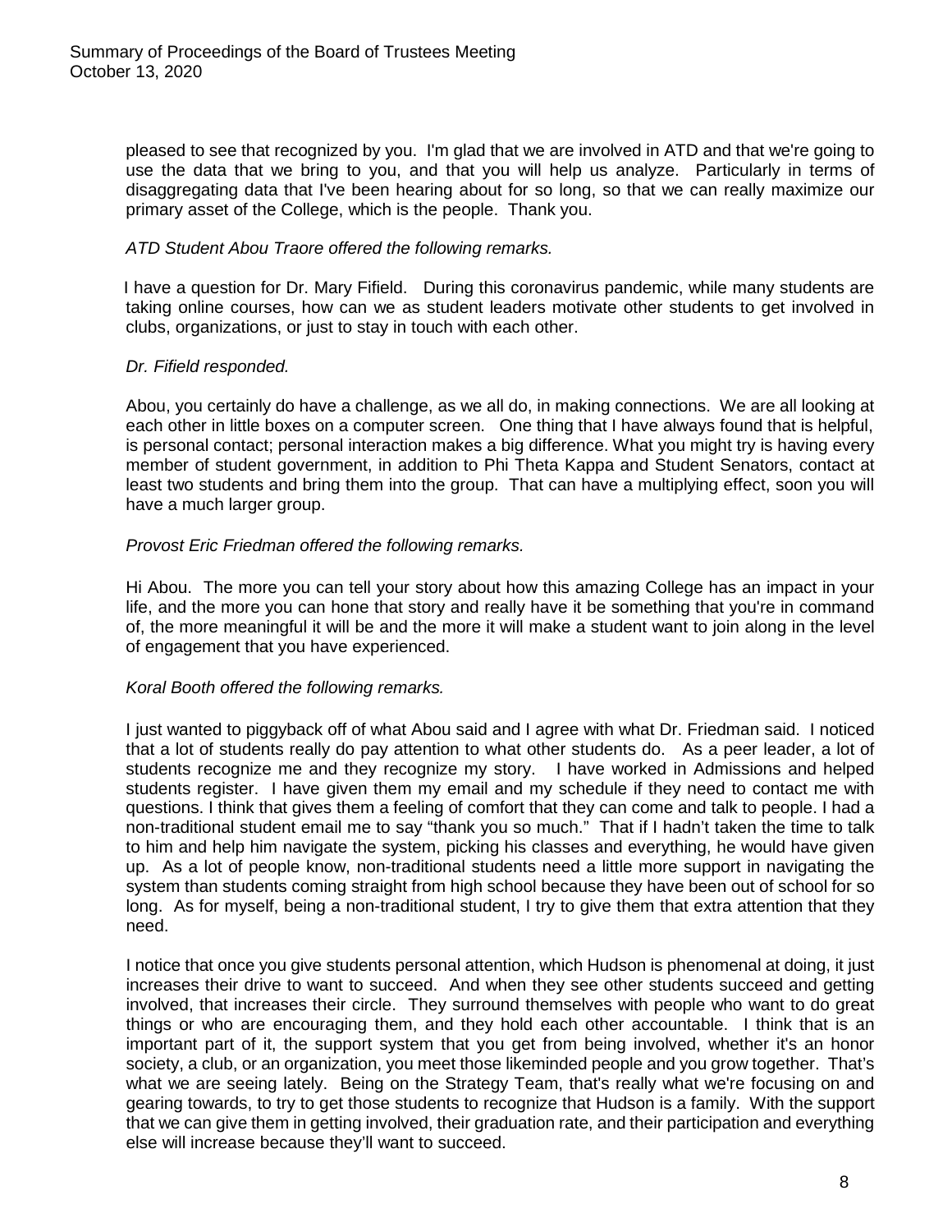pleased to see that recognized by you. I'm glad that we are involved in ATD and that we're going to use the data that we bring to you, and that you will help us analyze. Particularly in terms of disaggregating data that I've been hearing about for so long, so that we can really maximize our primary asset of the College, which is the people. Thank you.

*ATD Student Abou Traore offered the following remarks.*

I have a question for Dr. Mary Fifield. During this coronavirus pandemic, while many students are taking online courses, how can we as student leaders motivate other students to get involved in clubs, organizations, or just to stay in touch with each other.

*Dr. Fifield responded.*

Abou, you certainly do have a challenge, as we all do, in making connections. We are all looking at each other in little boxes on a computer screen. One thing that I have always found that is helpful, is personal contact; personal interaction makes a big difference. What you might try is having every member of student government, in addition to Phi Theta Kappa and Student Senators, contact at least two students and bring them into the group. That can have a multiplying effect, soon you will have a much larger group.

*Provost Eric Friedman offered the following remarks.*

Hi Abou. The more you can tell your story about how this amazing College has an impact in your life, and the more you can hone that story and really have it be something that you're in command of, the more meaningful it will be and the more it will make a student want to join along in the level of engagement that you have experienced.

*Koral Booth offered the following remarks.*

I just wanted to piggyback off of what Abou said and I agree with what Dr. Friedman said. I noticed that a lot of students really do pay attention to what other students do. As a peer leader, a lot of students recognize me and they recognize my story. I have worked in Admissions and helped students register. I have given them my email and my schedule if they need to contact me with questions. I think that gives them a feeling of comfort that they can come and talk to people. I had a non-traditional student email me to say "thank you so much." That if I hadn't taken the time to talk to him and help him navigate the system, picking his classes and everything, he would have given up. As a lot of people know, non-traditional students need a little more support in navigating the system than students coming straight from high school because they have been out of school for so long. As for myself, being a non-traditional student, I try to give them that extra attention that they need.

I notice that once you give students personal attention, which Hudson is phenomenal at doing, it just increases their drive to want to succeed. And when they see other students succeed and getting involved, that increases their circle. They surround themselves with people who want to do great things or who are encouraging them, and they hold each other accountable. I think that is an important part of it, the support system that you get from being involved, whether it's an honor society, a club, or an organization, you meet those likeminded people and you grow together. That's what we are seeing lately. Being on the Strategy Team, that's really what we're focusing on and gearing towards, to try to get those students to recognize that Hudson is a family. With the support that we can give them in getting involved, their graduation rate, and their participation and everything else will increase because they'll want to succeed.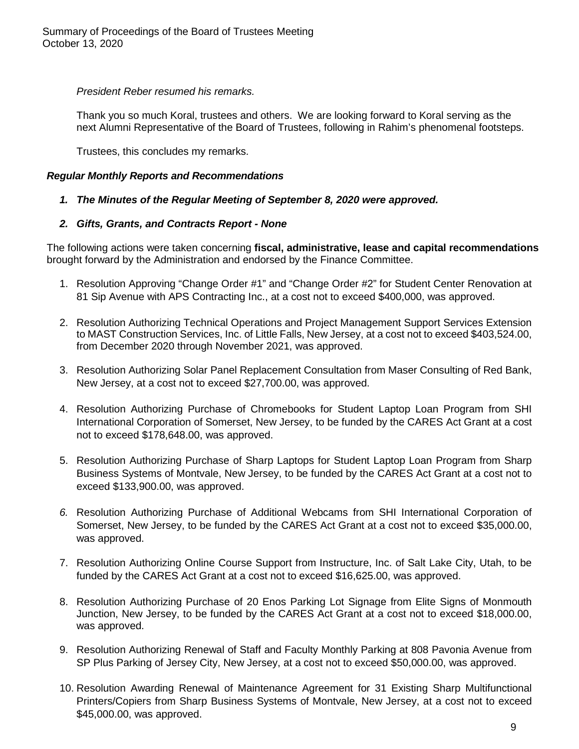*President Reber resumed his remarks.*

Thank you so much Koral, trustees and others. We are looking forward to Koral serving as the next Alumni Representative of the Board of Trustees, following in Rahim's phenomenal footsteps.

Trustees, this concludes my remarks.

***Regular Monthly Reports and Recommendations***

1. ***The Minutes of the Regular Meeting of September 8, 2020 were approved.***

2. ***Gifts, Grants, and Contracts Report - None***

The following actions were taken concerning **fiscal, administrative, lease and capital recommendations** brought forward by the Administration and endorsed by the Finance Committee.

1. Resolution Approving "Change Order #1" and "Change Order #2" for Student Center Renovation at 81 Sip Avenue with APS Contracting Inc., at a cost not to exceed $400,000, was approved.

2. Resolution Authorizing Technical Operations and Project Management Support Services Extension to MAST Construction Services, Inc. of Little Falls, New Jersey, at a cost not to exceed $403,524.00, from December 2020 through November 2021, was approved.

3. Resolution Authorizing Solar Panel Replacement Consultation from Maser Consulting of Red Bank, New Jersey, at a cost not to exceed $27,700.00, was approved.

4. Resolution Authorizing Purchase of Chromebooks for Student Laptop Loan Program from SHI International Corporation of Somerset, New Jersey, to be funded by the CARES Act Grant at a cost not to exceed $178,648.00, was approved.

5. Resolution Authorizing Purchase of Sharp Laptops for Student Laptop Loan Program from Sharp Business Systems of Montvale, New Jersey, to be funded by the CARES Act Grant at a cost not to exceed $133,900.00, was approved.

6. Resolution Authorizing Purchase of Additional Webcams from SHI International Corporation of Somerset, New Jersey, to be funded by the CARES Act Grant at a cost not to exceed $35,000.00, was approved.

7. Resolution Authorizing Online Course Support from Instructure, Inc. of Salt Lake City, Utah, to be funded by the CARES Act Grant at a cost not to exceed $16,625.00, was approved.

8. Resolution Authorizing Purchase of 20 Enos Parking Lot Signage from Elite Signs of Monmouth Junction, New Jersey, to be funded by the CARES Act Grant at a cost not to exceed $18,000.00, was approved.

9. Resolution Authorizing Renewal of Staff and Faculty Monthly Parking at 808 Pavonia Avenue from SP Plus Parking of Jersey City, New Jersey, at a cost not to exceed $50,000.00, was approved.

10. Resolution Awarding Renewal of Maintenance Agreement for 31 Existing Sharp Multifunctional Printers/Copiers from Sharp Business Systems of Montvale, New Jersey, at a cost not to exceed $45,000.00, was approved.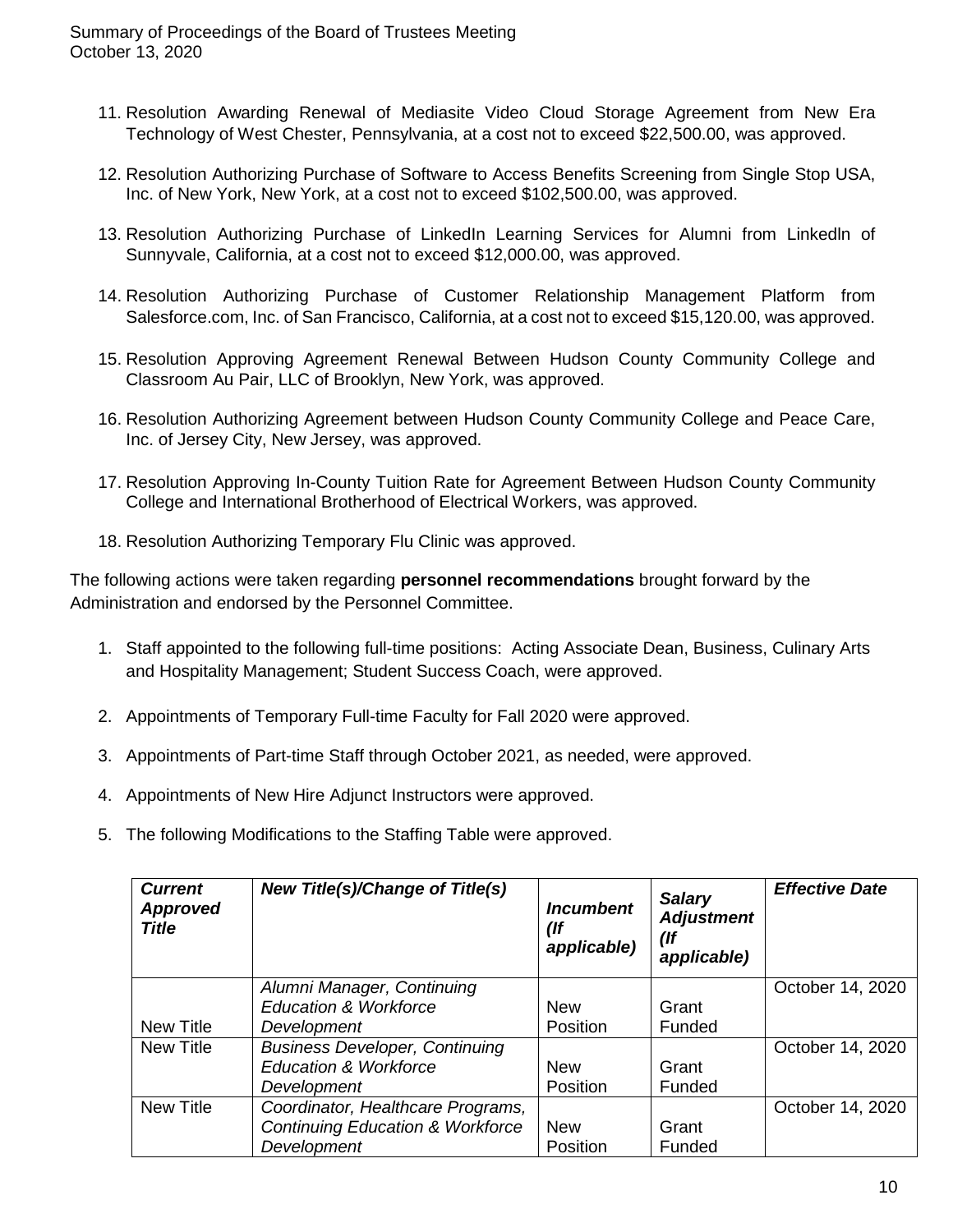11. Resolution Awarding Renewal of Mediasite Video Cloud Storage Agreement from New Era Technology of West Chester, Pennsylvania, at a cost not to exceed $22,500.00, was approved.

12. Resolution Authorizing Purchase of Software to Access Benefits Screening from Single Stop USA, Inc. of New York, New York, at a cost not to exceed $102,500.00, was approved.

13. Resolution Authorizing Purchase of LinkedIn Learning Services for Alumni from Linkedln of Sunnyvale, California, at a cost not to exceed $12,000.00, was approved.

14. Resolution Authorizing Purchase of Customer Relationship Management Platform from Salesforce.com, Inc. of San Francisco, California, at a cost not to exceed $15,120.00, was approved.

15. Resolution Approving Agreement Renewal Between Hudson County Community College and Classroom Au Pair, LLC of Brooklyn, New York, was approved.

16. Resolution Authorizing Agreement between Hudson County Community College and Peace Care, Inc. of Jersey City, New Jersey, was approved.

17. Resolution Approving In-County Tuition Rate for Agreement Between Hudson County Community College and International Brotherhood of Electrical Workers, was approved.

18. Resolution Authorizing Temporary Flu Clinic was approved.

The following actions were taken regarding **personnel recommendations** brought forward by the Administration and endorsed by the Personnel Committee.

1. Staff appointed to the following full-time positions: Acting Associate Dean, Business, Culinary Arts and Hospitality Management; Student Success Coach, were approved.

2. Appointments of Temporary Full-time Faculty for Fall 2020 were approved.

3. Appointments of Part-time Staff through October 2021, as needed, were approved.

4. Appointments of New Hire Adjunct Instructors were approved.

5. The following Modifications to the Staffing Table were approved.

| ***Current Approved Title*** | ***New Title(s)/Change of Title(s)*** | ***Incumbent (If applicable)*** | ***Salary Adjustment (If applicable)*** | ***Effective Date*** |
|---|---|---|---|---|
| New Title | *Alumni Manager, Continuing Education & Workforce Development* | New Position | Grant Funded | October 14, 2020 |
| New Title | *Business Developer, Continuing Education & Workforce Development* | New Position | Grant Funded | October 14, 2020 |
| New Title | *Coordinator, Healthcare Programs, Continuing Education & Workforce Development* | New Position | Grant Funded | October 14, 2020 |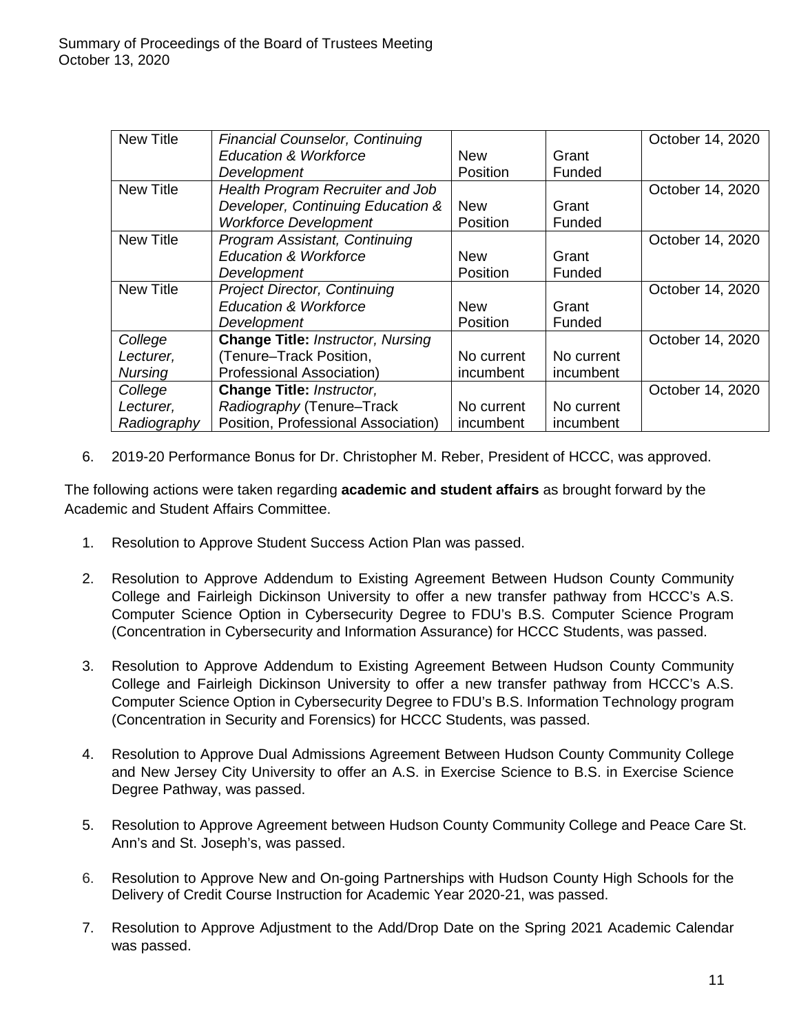| New Title | *Financial Counselor, Continuing Education & Workforce Development* | New Position | Grant Funded | October 14, 2020 |
|---|---|---|---|---|
| New Title | *Health Program Recruiter and Job Developer, Continuing Education & Workforce Development* | New Position | Grant Funded | October 14, 2020 |
| New Title | *Program Assistant, Continuing Education & Workforce Development* | New Position | Grant Funded | October 14, 2020 |
| New Title | *Project Director, Continuing Education & Workforce Development* | New Position | Grant Funded | October 14, 2020 |
| *College Lecturer, Nursing* | **Change Title:** ***Instructor, Nursing*** (Tenure–Track Position, Professional Association) | No current incumbent | No current incumbent | October 14, 2020 |
| *College Lecturer, Radiography* | **Change Title:** ***Instructor,*** *Radiography* (Tenure–Track Position, Professional Association) | No current incumbent | No current incumbent | October 14, 2020 |

6. 2019-20 Performance Bonus for Dr. Christopher M. Reber, President of HCCC, was approved.

The following actions were taken regarding **academic and student affairs** as brought forward by the Academic and Student Affairs Committee.

1. Resolution to Approve Student Success Action Plan was passed.

2. Resolution to Approve Addendum to Existing Agreement Between Hudson County Community College and Fairleigh Dickinson University to offer a new transfer pathway from HCCC's A.S. Computer Science Option in Cybersecurity Degree to FDU's B.S. Computer Science Program (Concentration in Cybersecurity and Information Assurance) for HCCC Students, was passed.

3. Resolution to Approve Addendum to Existing Agreement Between Hudson County Community College and Fairleigh Dickinson University to offer a new transfer pathway from HCCC's A.S. Computer Science Option in Cybersecurity Degree to FDU's B.S. Information Technology program (Concentration in Security and Forensics) for HCCC Students, was passed.

4. Resolution to Approve Dual Admissions Agreement Between Hudson County Community College and New Jersey City University to offer an A.S. in Exercise Science to B.S. in Exercise Science Degree Pathway, was passed.

5. Resolution to Approve Agreement between Hudson County Community College and Peace Care St. Ann's and St. Joseph's, was passed.

6. Resolution to Approve New and On-going Partnerships with Hudson County High Schools for the Delivery of Credit Course Instruction for Academic Year 2020-21, was passed.

7. Resolution to Approve Adjustment to the Add/Drop Date on the Spring 2021 Academic Calendar was passed.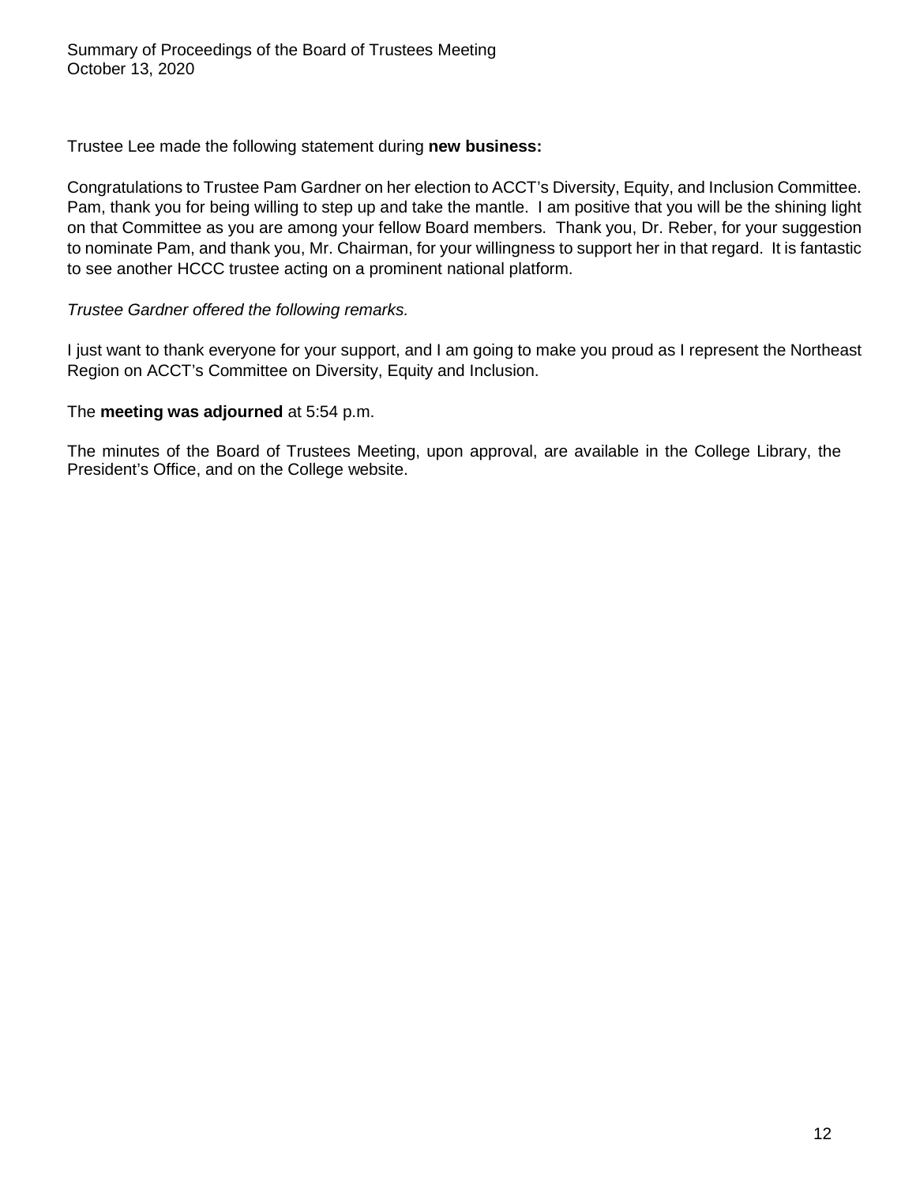Trustee Lee made the following statement during **new business:**

Congratulations to Trustee Pam Gardner on her election to ACCT's Diversity, Equity, and Inclusion Committee. Pam, thank you for being willing to step up and take the mantle. I am positive that you will be the shining light on that Committee as you are among your fellow Board members. Thank you, Dr. Reber, for your suggestion to nominate Pam, and thank you, Mr. Chairman, for your willingness to support her in that regard. It is fantastic to see another HCCC trustee acting on a prominent national platform.

*Trustee Gardner offered the following remarks.*

I just want to thank everyone for your support, and I am going to make you proud as I represent the Northeast Region on ACCT's Committee on Diversity, Equity and Inclusion.

The **meeting was adjourned** at 5:54 p.m.

The minutes of the Board of Trustees Meeting, upon approval, are available in the College Library, the President's Office, and on the College website.